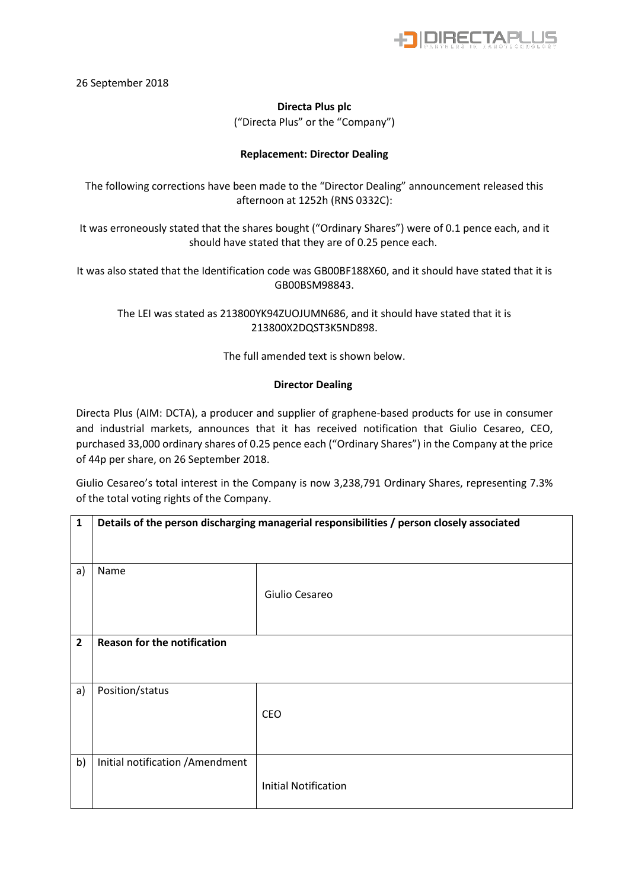26 September 2018

**Directa Plus plc**

("Directa Plus" or the "Company")

**Replacement: Director Dealing**

The following corrections have been made to the "Director Dealing" announcement released this afternoon at 1252h (RNS 0332C):

It was erroneously stated that the shares bought ("Ordinary Shares") were of 0.1 pence each, and it should have stated that they are of 0.25 pence each.

It was also stated that the Identification code was GB00BF188X60, and it should have stated that it is GB00BSM98843.

The LEI was stated as 213800YK94ZUOJUMN686, and it should have stated that it is 213800X2DQST3K5ND898.

The full amended text is shown below.

**Director Dealing**

Directa Plus (AIM: DCTA), a producer and supplier of graphene-based products for use in consumer and industrial markets, announces that it has received notification that Giulio Cesareo, CEO, purchased 33,000 ordinary shares of 0.25 pence each ("Ordinary Shares") in the Company at the price of 44p per share, on 26 September 2018.

Giulio Cesareo's total interest in the Company is now 3,238,791 Ordinary Shares, representing 7.3% of the total voting rights of the Company.

| **1** | **Details of the person discharging managerial responsibilities / person closely associated** | |
|---|---|---|
| a) | Name | Giulio Cesareo |
| **2** | **Reason for the notification** | |
| a) | Position/status | CEO |
| b) | Initial notification /Amendment | Initial Notification |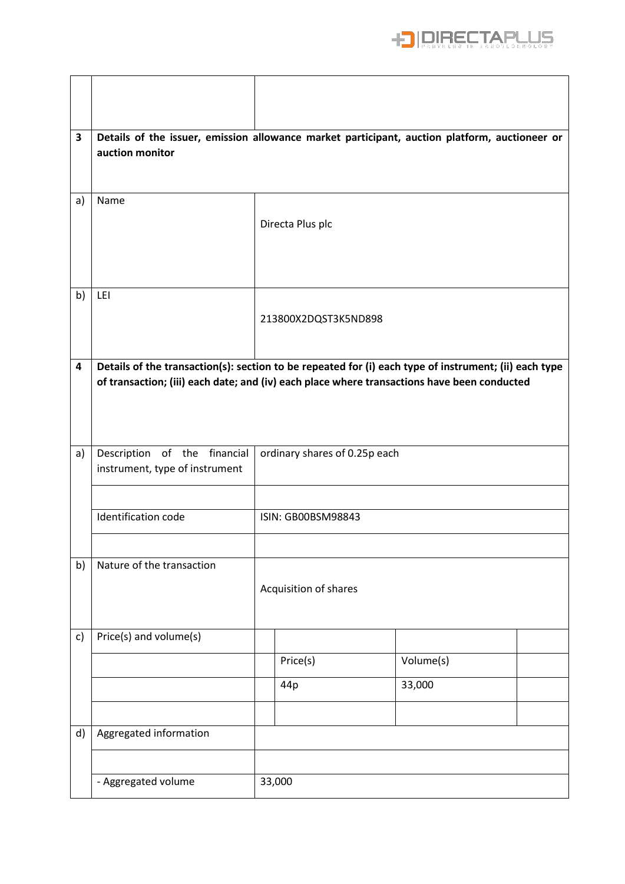| | | |
|---|---|---|
| | | |
| 3 | **Details of the issuer, emission allowance market participant, auction platform, auctioneer or auction monitor** | |
| a) | Name | Directa Plus plc |
| b) | LEI | 213800X2DQST3K5ND898 |
| 4 | **Details of the transaction(s): section to be repeated for (i) each type of instrument; (ii) each type of transaction; (iii) each date; and (iv) each place where transactions have been conducted** | |
| a) | Description of the financial instrument, type of instrument | ordinary shares of 0.25p each |
| | | |
| | Identification code | ISIN: GB00BSM98843 |
| | | |
| b) | Nature of the transaction | Acquisition of shares |
| c) | Price(s) and volume(s) | |
| | | Price(s): 44p; Volume(s): 33,000 |
| d) | Aggregated information | |
| | | |
| | - Aggregated volume | 33,000 |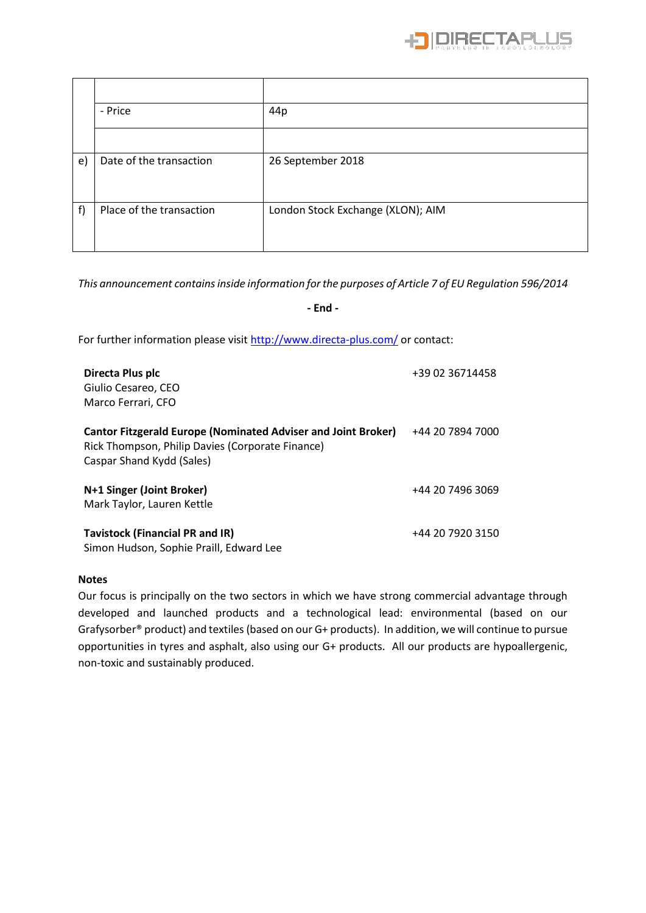| | | |
|---|---|---|
| | | |
| | - Price | 44p |
| | | |
| e) | Date of the transaction | 26 September 2018 |
| f) | Place of the transaction | London Stock Exchange (XLON); AIM |

*This announcement contains inside information for the purposes of Article 7 of EU Regulation 596/2014*

**- End -**

For further information please visit http://www.directa-plus.com/ or contact:

| | |
|---|---|
| **Directa Plus plc**<br>Giulio Cesareo, CEO<br>Marco Ferrari, CFO | +39 02 36714458 |
| **Cantor Fitzgerald Europe (Nominated Adviser and Joint Broker)**<br>Rick Thompson, Philip Davies (Corporate Finance)<br>Caspar Shand Kydd (Sales) | +44 20 7894 7000 |
| **N+1 Singer (Joint Broker)**<br>Mark Taylor, Lauren Kettle | +44 20 7496 3069 |
| **Tavistock (Financial PR and IR)**<br>Simon Hudson, Sophie Praill, Edward Lee | +44 20 7920 3150 |

**Notes**

Our focus is principally on the two sectors in which we have strong commercial advantage through developed and launched products and a technological lead: environmental (based on our Grafysorber® product) and textiles (based on our G+ products). In addition, we will continue to pursue opportunities in tyres and asphalt, also using our G+ products. All our products are hypoallergenic, non-toxic and sustainably produced.